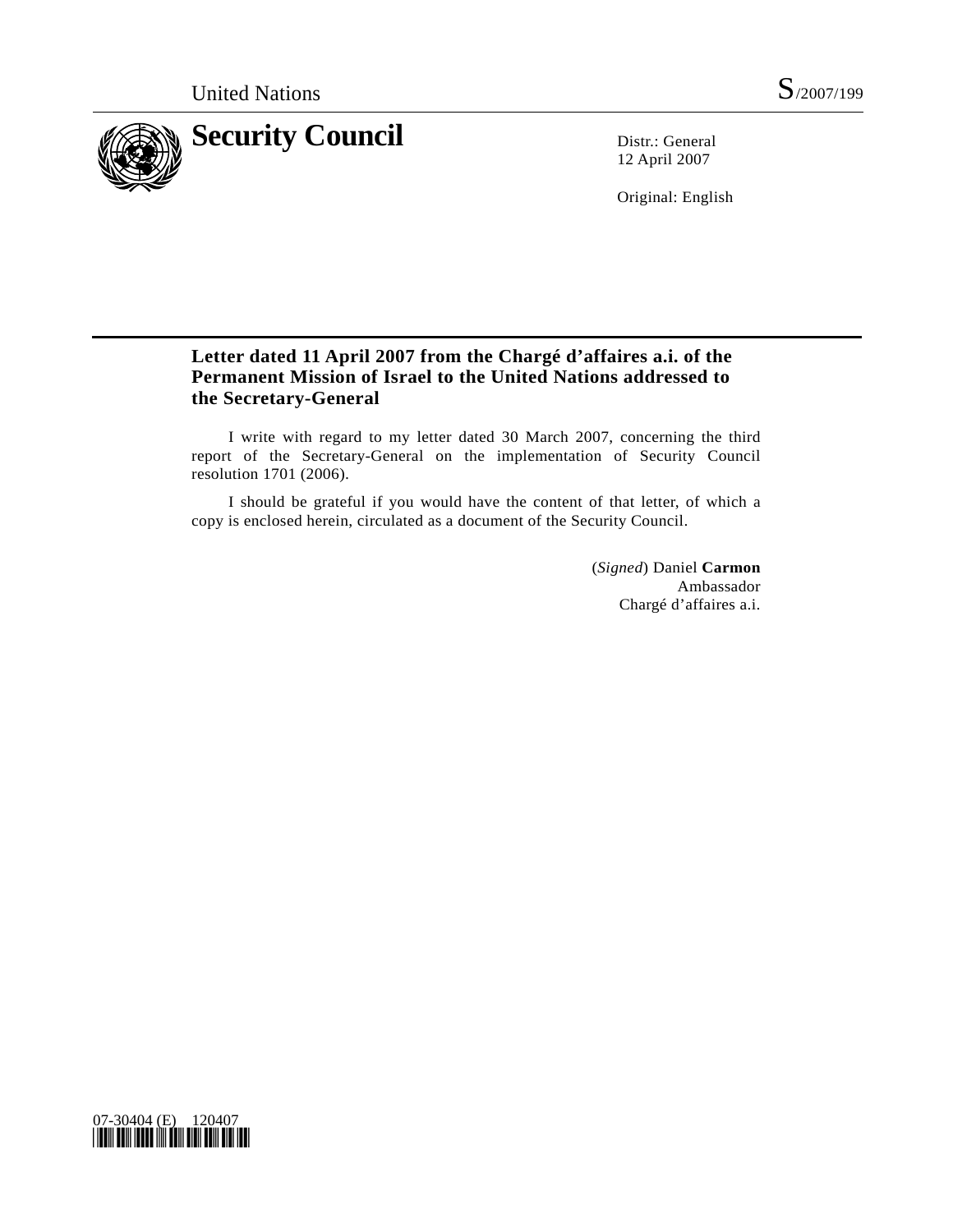United Nations S/2007/199

# Security Council

Distr.: General
12 April 2007

Original: English

## Letter dated 11 April 2007 from the Chargé d'affaires a.i. of the Permanent Mission of Israel to the United Nations addressed to the Secretary-General

I write with regard to my letter dated 30 March 2007, concerning the third report of the Secretary-General on the implementation of Security Council resolution 1701 (2006).

I should be grateful if you would have the content of that letter, of which a copy is enclosed herein, circulated as a document of the Security Council.

(*Signed*) Daniel **Carmon**
Ambassador
Chargé d'affaires a.i.

07-30404 (E) 120407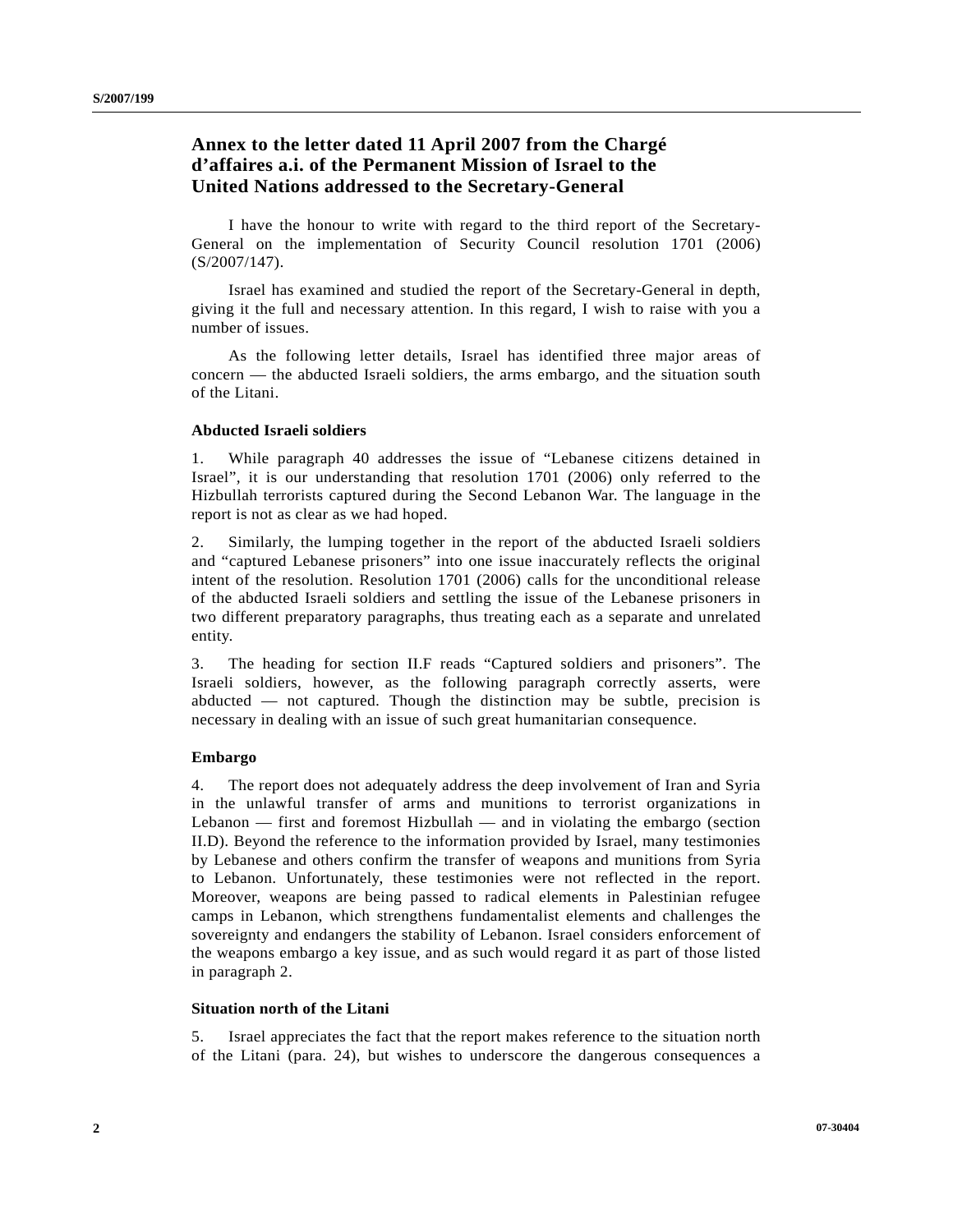## Annex to the letter dated 11 April 2007 from the Chargé d'affaires a.i. of the Permanent Mission of Israel to the United Nations addressed to the Secretary-General

I have the honour to write with regard to the third report of the Secretary-General on the implementation of Security Council resolution 1701 (2006) (S/2007/147).

Israel has examined and studied the report of the Secretary-General in depth, giving it the full and necessary attention. In this regard, I wish to raise with you a number of issues.

As the following letter details, Israel has identified three major areas of concern — the abducted Israeli soldiers, the arms embargo, and the situation south of the Litani.

### Abducted Israeli soldiers

1. While paragraph 40 addresses the issue of "Lebanese citizens detained in Israel", it is our understanding that resolution 1701 (2006) only referred to the Hizbullah terrorists captured during the Second Lebanon War. The language in the report is not as clear as we had hoped.

2. Similarly, the lumping together in the report of the abducted Israeli soldiers and "captured Lebanese prisoners" into one issue inaccurately reflects the original intent of the resolution. Resolution 1701 (2006) calls for the unconditional release of the abducted Israeli soldiers and settling the issue of the Lebanese prisoners in two different preparatory paragraphs, thus treating each as a separate and unrelated entity.

3. The heading for section II.F reads "Captured soldiers and prisoners". The Israeli soldiers, however, as the following paragraph correctly asserts, were abducted — not captured. Though the distinction may be subtle, precision is necessary in dealing with an issue of such great humanitarian consequence.

### Embargo

4. The report does not adequately address the deep involvement of Iran and Syria in the unlawful transfer of arms and munitions to terrorist organizations in Lebanon — first and foremost Hizbullah — and in violating the embargo (section II.D). Beyond the reference to the information provided by Israel, many testimonies by Lebanese and others confirm the transfer of weapons and munitions from Syria to Lebanon. Unfortunately, these testimonies were not reflected in the report. Moreover, weapons are being passed to radical elements in Palestinian refugee camps in Lebanon, which strengthens fundamentalist elements and challenges the sovereignty and endangers the stability of Lebanon. Israel considers enforcement of the weapons embargo a key issue, and as such would regard it as part of those listed in paragraph 2.

### Situation north of the Litani

5. Israel appreciates the fact that the report makes reference to the situation north of the Litani (para. 24), but wishes to underscore the dangerous consequences a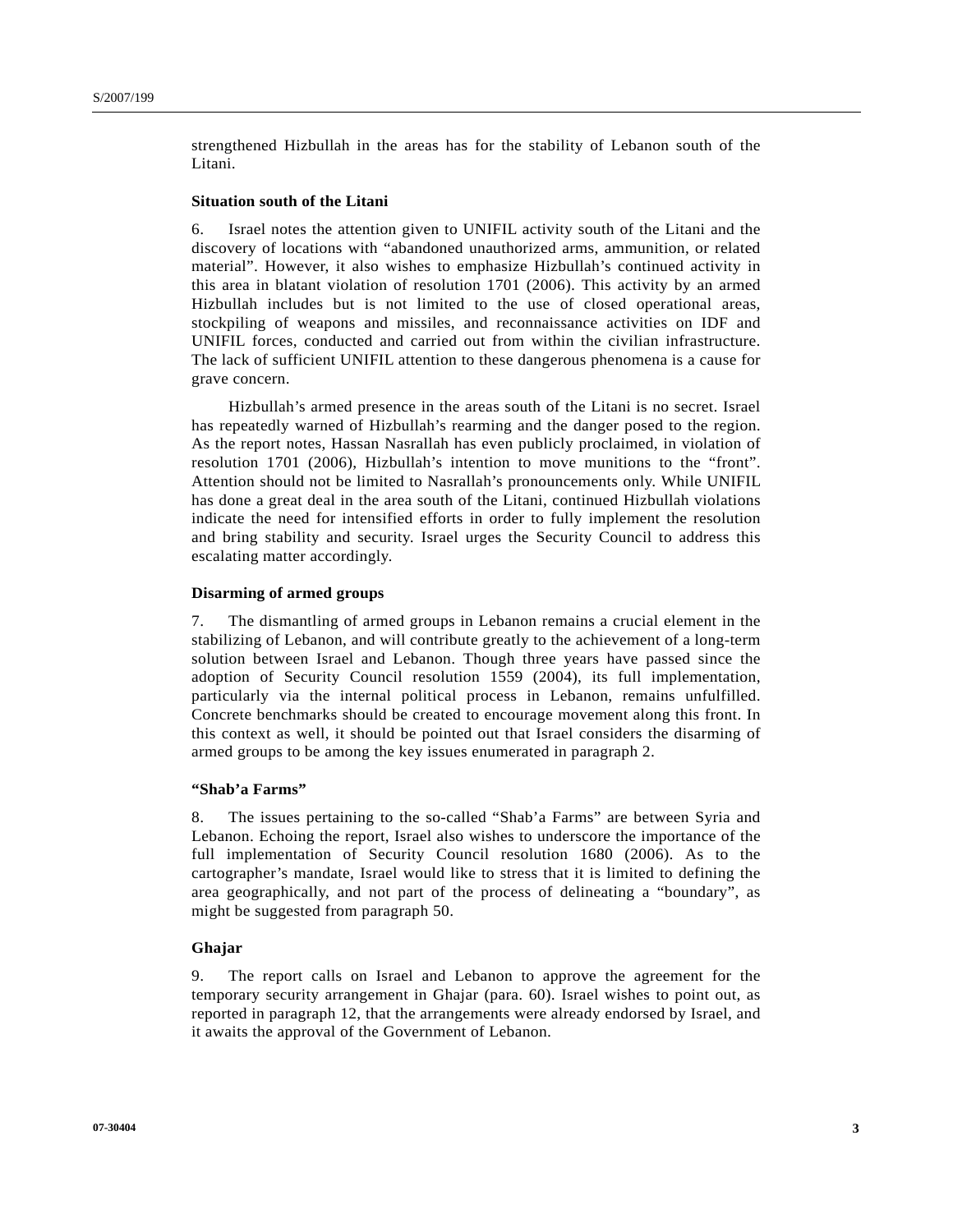strengthened Hizbullah in the areas has for the stability of Lebanon south of the Litani.

**Situation south of the Litani**

6. Israel notes the attention given to UNIFIL activity south of the Litani and the discovery of locations with "abandoned unauthorized arms, ammunition, or related material". However, it also wishes to emphasize Hizbullah's continued activity in this area in blatant violation of resolution 1701 (2006). This activity by an armed Hizbullah includes but is not limited to the use of closed operational areas, stockpiling of weapons and missiles, and reconnaissance activities on IDF and UNIFIL forces, conducted and carried out from within the civilian infrastructure. The lack of sufficient UNIFIL attention to these dangerous phenomena is a cause for grave concern.

Hizbullah's armed presence in the areas south of the Litani is no secret. Israel has repeatedly warned of Hizbullah's rearming and the danger posed to the region. As the report notes, Hassan Nasrallah has even publicly proclaimed, in violation of resolution 1701 (2006), Hizbullah's intention to move munitions to the "front". Attention should not be limited to Nasrallah's pronouncements only. While UNIFIL has done a great deal in the area south of the Litani, continued Hizbullah violations indicate the need for intensified efforts in order to fully implement the resolution and bring stability and security. Israel urges the Security Council to address this escalating matter accordingly.

**Disarming of armed groups**

7. The dismantling of armed groups in Lebanon remains a crucial element in the stabilizing of Lebanon, and will contribute greatly to the achievement of a long-term solution between Israel and Lebanon. Though three years have passed since the adoption of Security Council resolution 1559 (2004), its full implementation, particularly via the internal political process in Lebanon, remains unfulfilled. Concrete benchmarks should be created to encourage movement along this front. In this context as well, it should be pointed out that Israel considers the disarming of armed groups to be among the key issues enumerated in paragraph 2.

**"Shab'a Farms"**

8. The issues pertaining to the so-called "Shab'a Farms" are between Syria and Lebanon. Echoing the report, Israel also wishes to underscore the importance of the full implementation of Security Council resolution 1680 (2006). As to the cartographer's mandate, Israel would like to stress that it is limited to defining the area geographically, and not part of the process of delineating a "boundary", as might be suggested from paragraph 50.

**Ghajar**

9. The report calls on Israel and Lebanon to approve the agreement for the temporary security arrangement in Ghajar (para. 60). Israel wishes to point out, as reported in paragraph 12, that the arrangements were already endorsed by Israel, and it awaits the approval of the Government of Lebanon.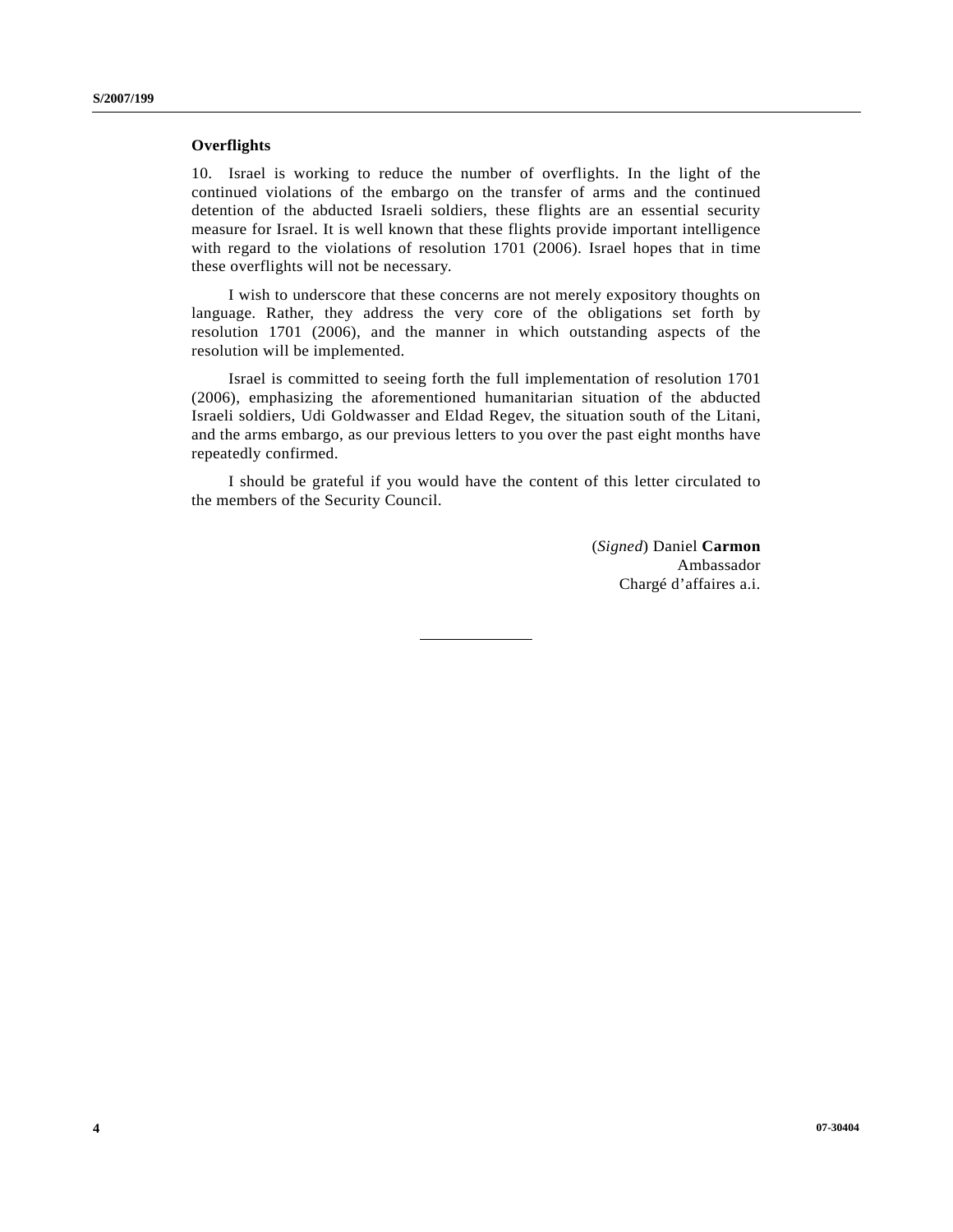**Overflights**

10. Israel is working to reduce the number of overflights. In the light of the continued violations of the embargo on the transfer of arms and the continued detention of the abducted Israeli soldiers, these flights are an essential security measure for Israel. It is well known that these flights provide important intelligence with regard to the violations of resolution 1701 (2006). Israel hopes that in time these overflights will not be necessary.

I wish to underscore that these concerns are not merely expository thoughts on language. Rather, they address the very core of the obligations set forth by resolution 1701 (2006), and the manner in which outstanding aspects of the resolution will be implemented.

Israel is committed to seeing forth the full implementation of resolution 1701 (2006), emphasizing the aforementioned humanitarian situation of the abducted Israeli soldiers, Udi Goldwasser and Eldad Regev, the situation south of the Litani, and the arms embargo, as our previous letters to you over the past eight months have repeatedly confirmed.

I should be grateful if you would have the content of this letter circulated to the members of the Security Council.

(*Signed*) Daniel **Carmon**
Ambassador
Chargé d'affaires a.i.